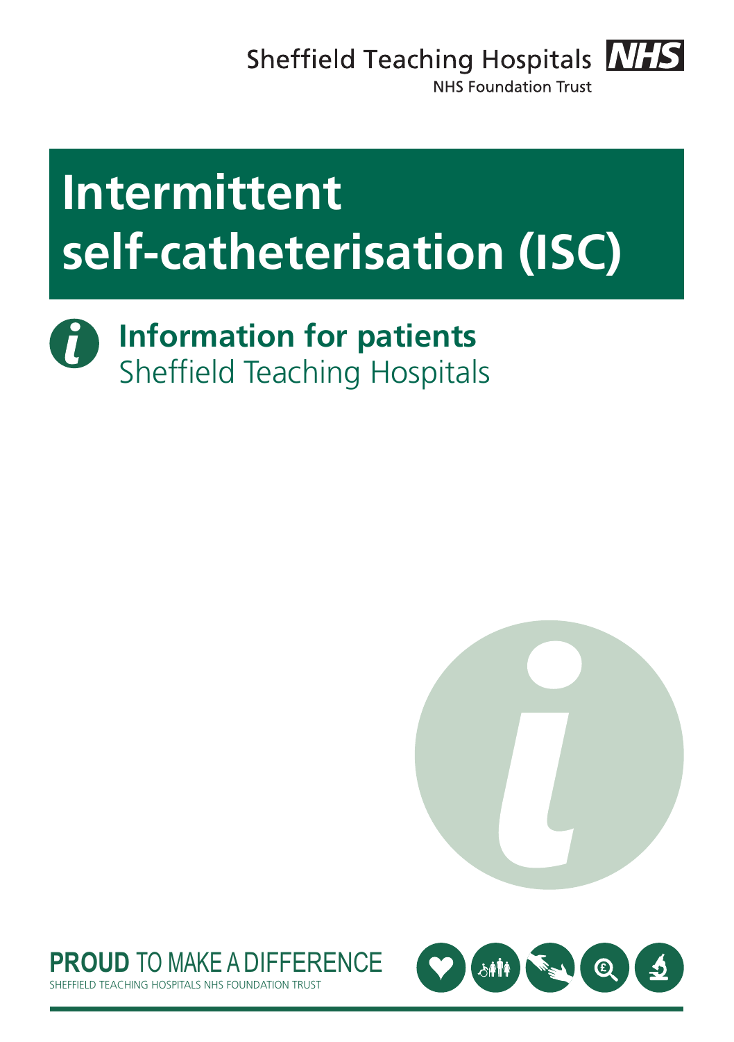Sheffield Teaching Hospitals NHS Foundation Trust

# Intermittent self-catheterisation (ISC)

**Information for patients**
Sheffield Teaching Hospitals

**PROUD** TO MAKE A DIFFERENCE
SHEFFIELD TEACHING HOSPITALS NHS FOUNDATION TRUST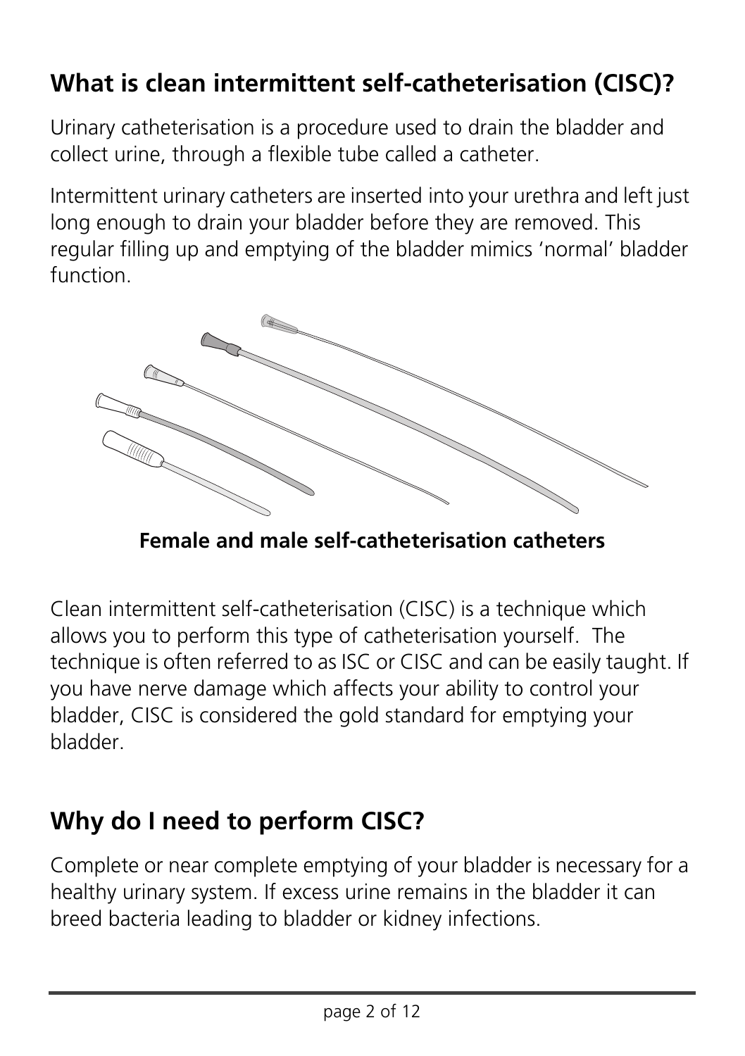## What is clean intermittent self-catheterisation (CISC)?

Urinary catheterisation is a procedure used to drain the bladder and collect urine, through a flexible tube called a catheter.

Intermittent urinary catheters are inserted into your urethra and left just long enough to drain your bladder before they are removed. This regular filling up and emptying of the bladder mimics 'normal' bladder function.

**Female and male self-catheterisation catheters**

Clean intermittent self-catheterisation (CISC) is a technique which allows you to perform this type of catheterisation yourself. The technique is often referred to as ISC or CISC and can be easily taught. If you have nerve damage which affects your ability to control your bladder, CISC is considered the gold standard for emptying your bladder.

## Why do I need to perform CISC?

Complete or near complete emptying of your bladder is necessary for a healthy urinary system. If excess urine remains in the bladder it can breed bacteria leading to bladder or kidney infections.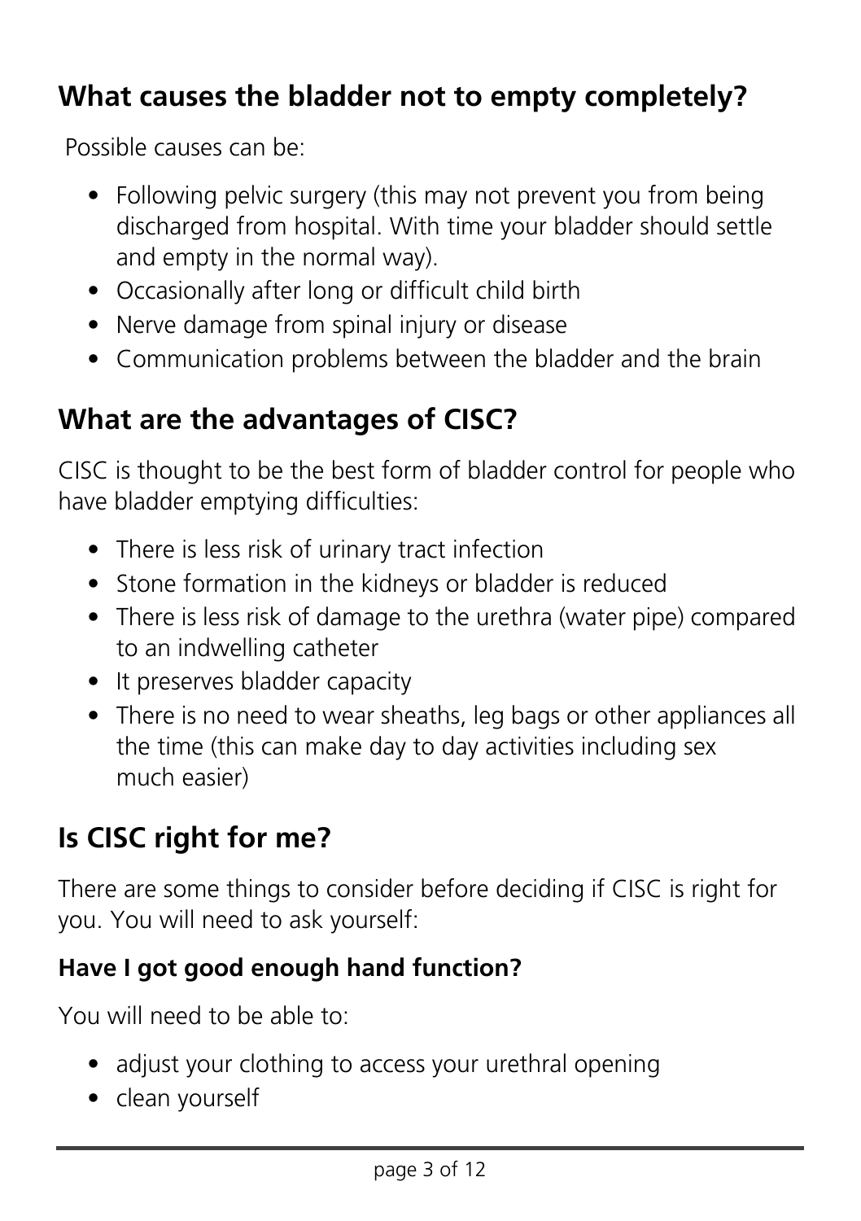## What causes the bladder not to empty completely?

Possible causes can be:

- Following pelvic surgery (this may not prevent you from being discharged from hospital. With time your bladder should settle and empty in the normal way).
- Occasionally after long or difficult child birth
- Nerve damage from spinal injury or disease
- Communication problems between the bladder and the brain

## What are the advantages of CISC?

CISC is thought to be the best form of bladder control for people who have bladder emptying difficulties:

- There is less risk of urinary tract infection
- Stone formation in the kidneys or bladder is reduced
- There is less risk of damage to the urethra (water pipe) compared to an indwelling catheter
- It preserves bladder capacity
- There is no need to wear sheaths, leg bags or other appliances all the time (this can make day to day activities including sex much easier)

## Is CISC right for me?

There are some things to consider before deciding if CISC is right for you. You will need to ask yourself:

### Have I got good enough hand function?

You will need to be able to:

- adjust your clothing to access your urethral opening
- clean yourself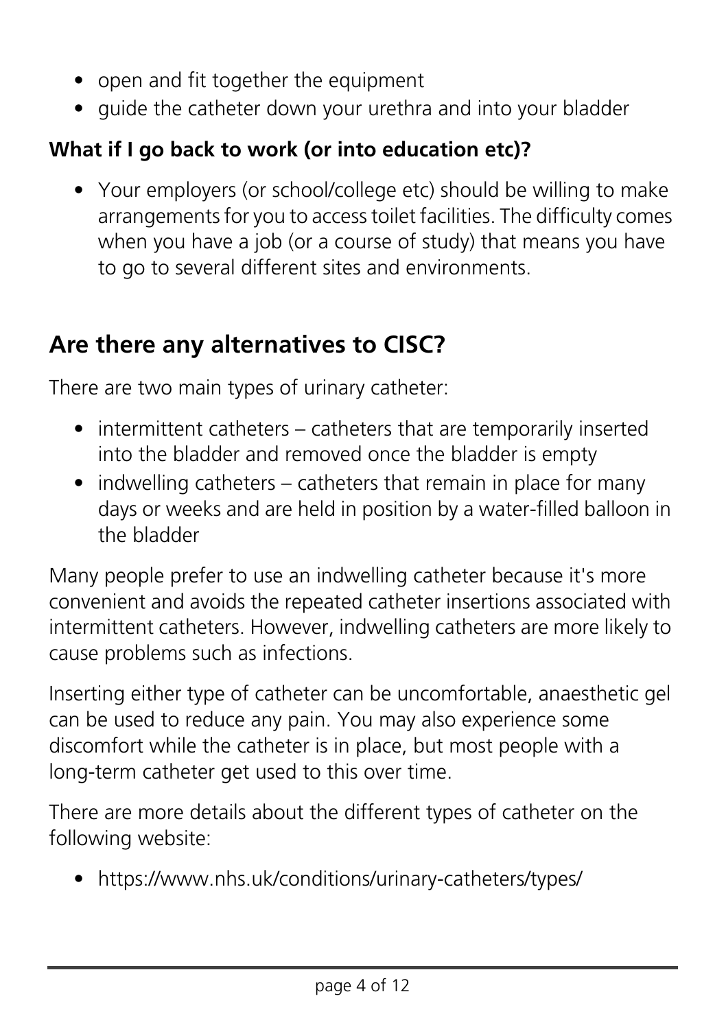- open and fit together the equipment
- guide the catheter down your urethra and into your bladder

**What if I go back to work (or into education etc)?**

- Your employers (or school/college etc) should be willing to make arrangements for you to access toilet facilities. The difficulty comes when you have a job (or a course of study) that means you have to go to several different sites and environments.

## Are there any alternatives to CISC?

There are two main types of urinary catheter:

- intermittent catheters – catheters that are temporarily inserted into the bladder and removed once the bladder is empty
- indwelling catheters – catheters that remain in place for many days or weeks and are held in position by a water-filled balloon in the bladder

Many people prefer to use an indwelling catheter because it's more convenient and avoids the repeated catheter insertions associated with intermittent catheters. However, indwelling catheters are more likely to cause problems such as infections.

Inserting either type of catheter can be uncomfortable, anaesthetic gel can be used to reduce any pain. You may also experience some discomfort while the catheter is in place, but most people with a long-term catheter get used to this over time.

There are more details about the different types of catheter on the following website:

- https://www.nhs.uk/conditions/urinary-catheters/types/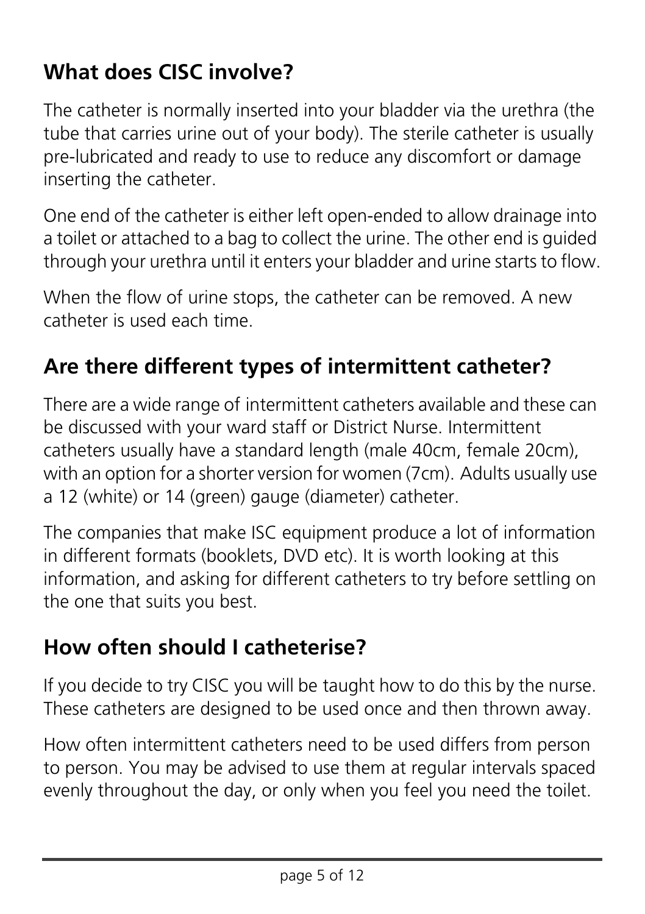## What does CISC involve?

The catheter is normally inserted into your bladder via the urethra (the tube that carries urine out of your body). The sterile catheter is usually pre-lubricated and ready to use to reduce any discomfort or damage inserting the catheter.

One end of the catheter is either left open-ended to allow drainage into a toilet or attached to a bag to collect the urine. The other end is guided through your urethra until it enters your bladder and urine starts to flow.

When the flow of urine stops, the catheter can be removed. A new catheter is used each time.

## Are there different types of intermittent catheter?

There are a wide range of intermittent catheters available and these can be discussed with your ward staff or District Nurse. Intermittent catheters usually have a standard length (male 40cm, female 20cm), with an option for a shorter version for women (7cm). Adults usually use a 12 (white) or 14 (green) gauge (diameter) catheter.

The companies that make ISC equipment produce a lot of information in different formats (booklets, DVD etc). It is worth looking at this information, and asking for different catheters to try before settling on the one that suits you best.

## How often should I catheterise?

If you decide to try CISC you will be taught how to do this by the nurse. These catheters are designed to be used once and then thrown away.

How often intermittent catheters need to be used differs from person to person. You may be advised to use them at regular intervals spaced evenly throughout the day, or only when you feel you need the toilet.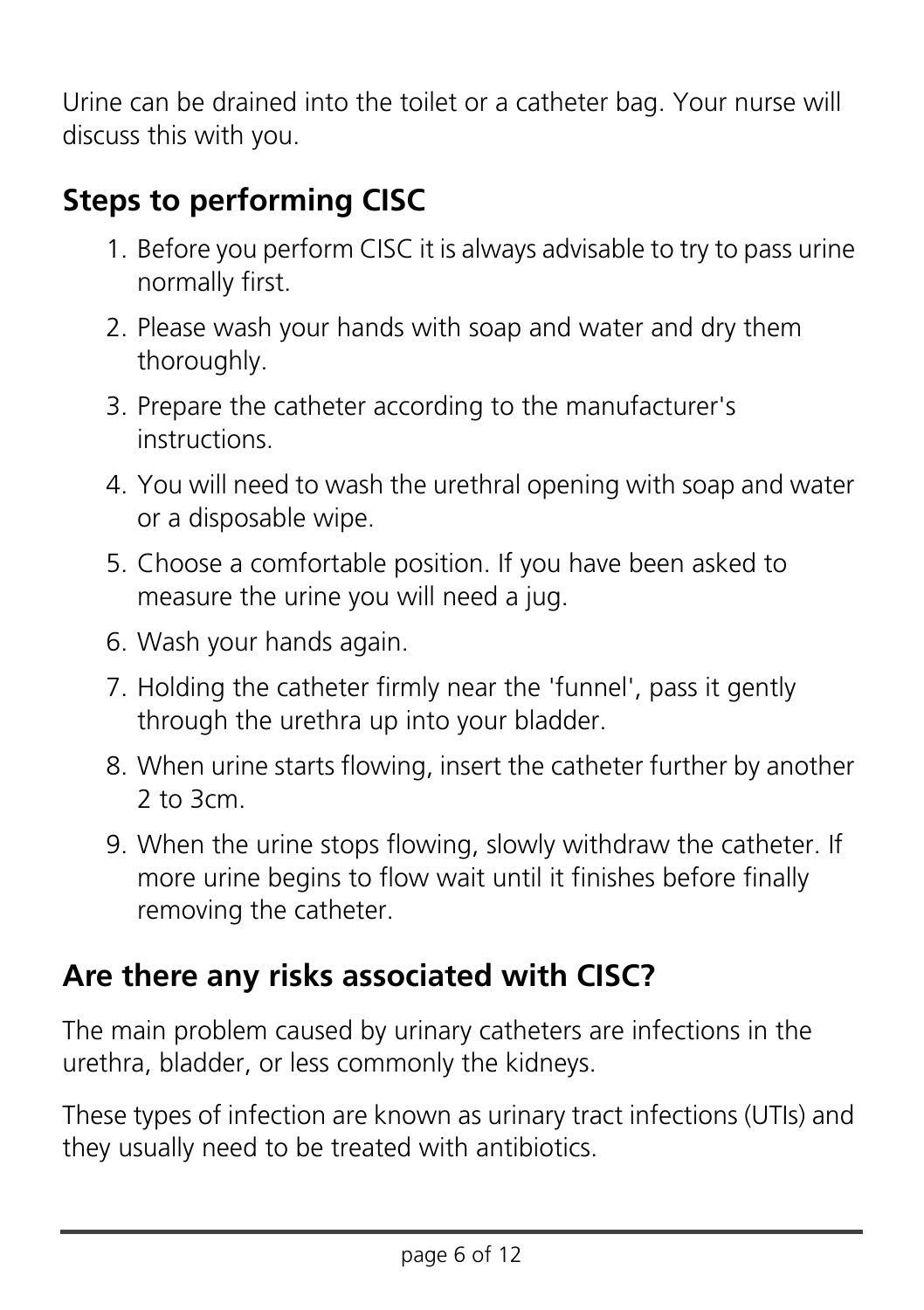Urine can be drained into the toilet or a catheter bag. Your nurse will discuss this with you.

## Steps to performing CISC

1. Before you perform CISC it is always advisable to try to pass urine normally first.
2. Please wash your hands with soap and water and dry them thoroughly.
3. Prepare the catheter according to the manufacturer's instructions.
4. You will need to wash the urethral opening with soap and water or a disposable wipe.
5. Choose a comfortable position. If you have been asked to measure the urine you will need a jug.
6. Wash your hands again.
7. Holding the catheter firmly near the 'funnel', pass it gently through the urethra up into your bladder.
8. When urine starts flowing, insert the catheter further by another 2 to 3cm.
9. When the urine stops flowing, slowly withdraw the catheter. If more urine begins to flow wait until it finishes before finally removing the catheter.

## Are there any risks associated with CISC?

The main problem caused by urinary catheters are infections in the urethra, bladder, or less commonly the kidneys.

These types of infection are known as urinary tract infections (UTIs) and they usually need to be treated with antibiotics.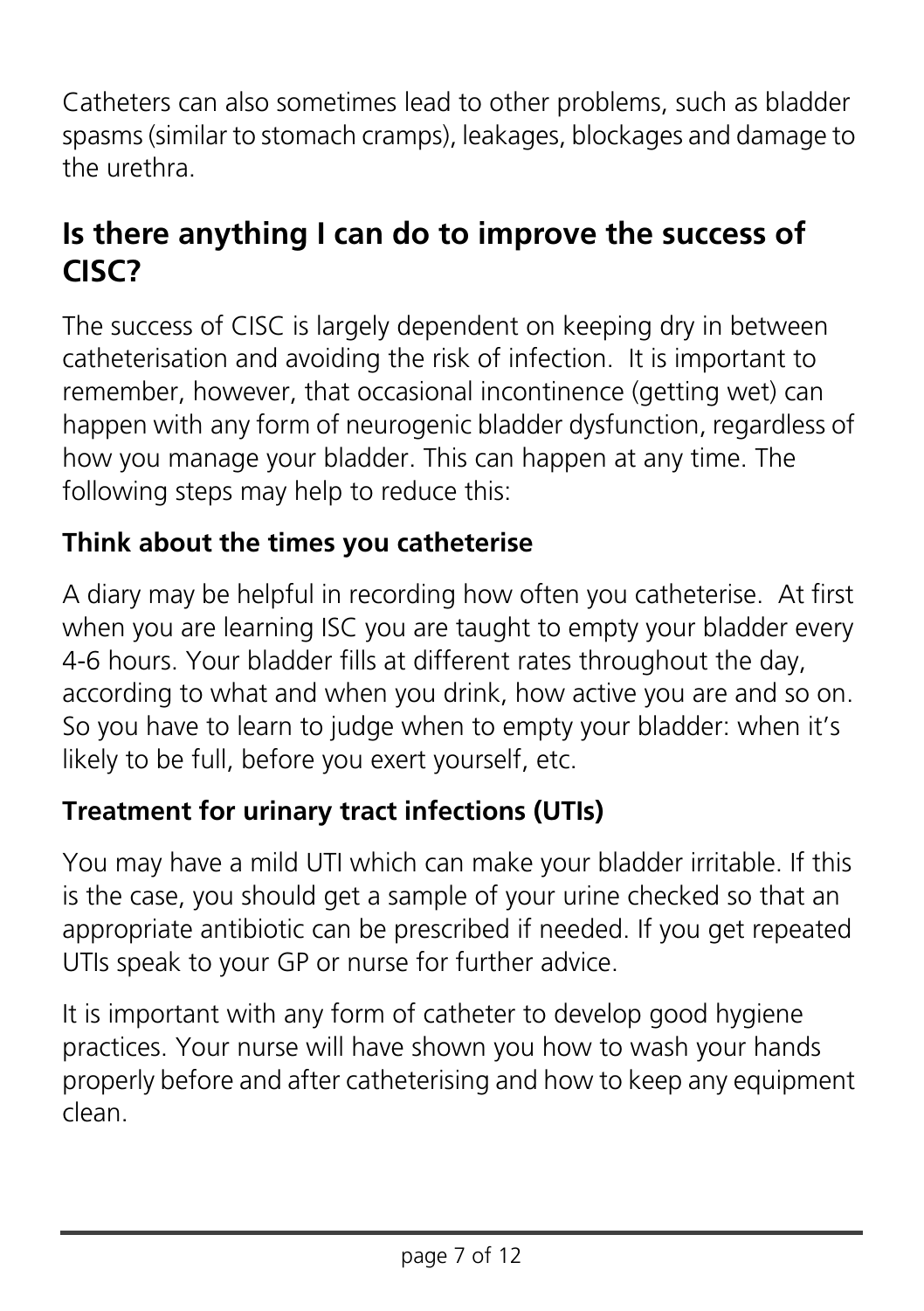Catheters can also sometimes lead to other problems, such as bladder spasms (similar to stomach cramps), leakages, blockages and damage to the urethra.

## Is there anything I can do to improve the success of CISC?

The success of CISC is largely dependent on keeping dry in between catheterisation and avoiding the risk of infection. It is important to remember, however, that occasional incontinence (getting wet) can happen with any form of neurogenic bladder dysfunction, regardless of how you manage your bladder. This can happen at any time. The following steps may help to reduce this:

### Think about the times you catheterise

A diary may be helpful in recording how often you catheterise. At first when you are learning ISC you are taught to empty your bladder every 4-6 hours. Your bladder fills at different rates throughout the day, according to what and when you drink, how active you are and so on. So you have to learn to judge when to empty your bladder: when it's likely to be full, before you exert yourself, etc.

### Treatment for urinary tract infections (UTIs)

You may have a mild UTI which can make your bladder irritable. If this is the case, you should get a sample of your urine checked so that an appropriate antibiotic can be prescribed if needed. If you get repeated UTIs speak to your GP or nurse for further advice.

It is important with any form of catheter to develop good hygiene practices. Your nurse will have shown you how to wash your hands properly before and after catheterising and how to keep any equipment clean.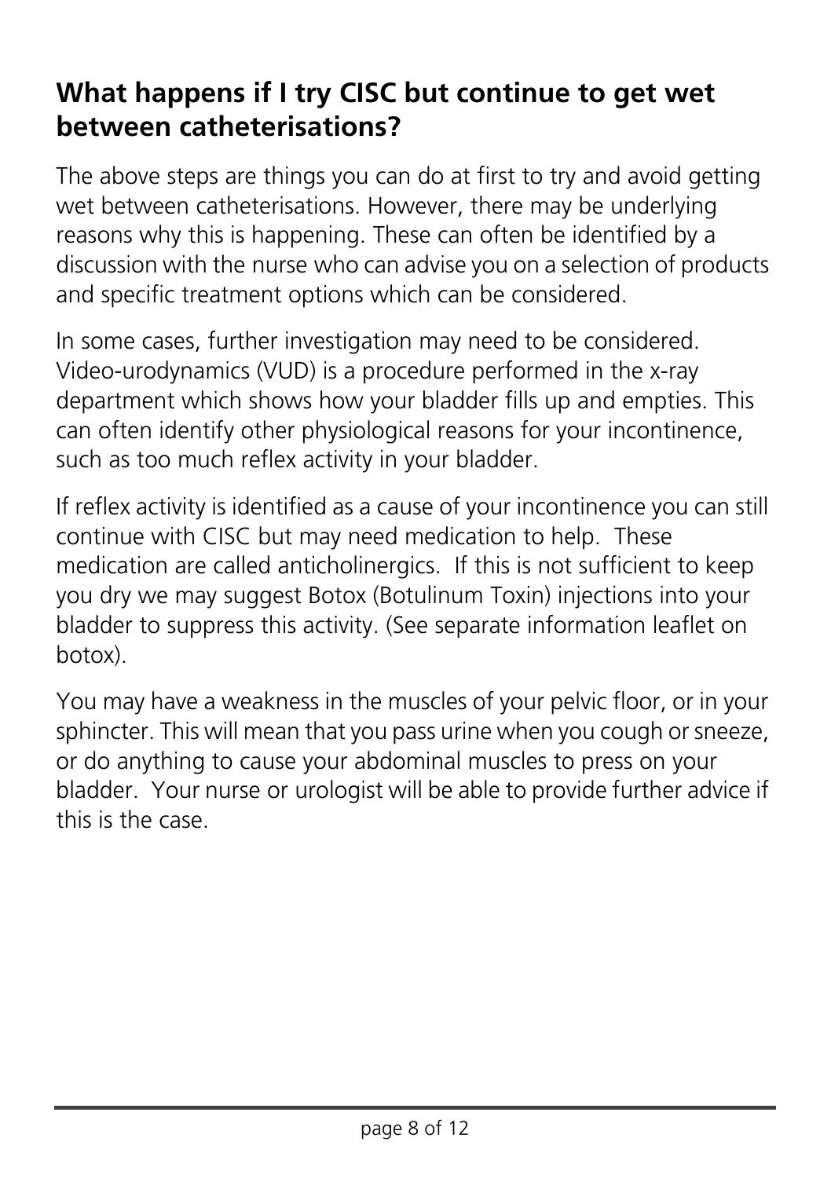## What happens if I try CISC but continue to get wet between catheterisations?

The above steps are things you can do at first to try and avoid getting wet between catheterisations. However, there may be underlying reasons why this is happening. These can often be identified by a discussion with the nurse who can advise you on a selection of products and specific treatment options which can be considered.

In some cases, further investigation may need to be considered. Video-urodynamics (VUD) is a procedure performed in the x-ray department which shows how your bladder fills up and empties. This can often identify other physiological reasons for your incontinence, such as too much reflex activity in your bladder.

If reflex activity is identified as a cause of your incontinence you can still continue with CISC but may need medication to help. These medication are called anticholinergics. If this is not sufficient to keep you dry we may suggest Botox (Botulinum Toxin) injections into your bladder to suppress this activity. (See separate information leaflet on botox).

You may have a weakness in the muscles of your pelvic floor, or in your sphincter. This will mean that you pass urine when you cough or sneeze, or do anything to cause your abdominal muscles to press on your bladder. Your nurse or urologist will be able to provide further advice if this is the case.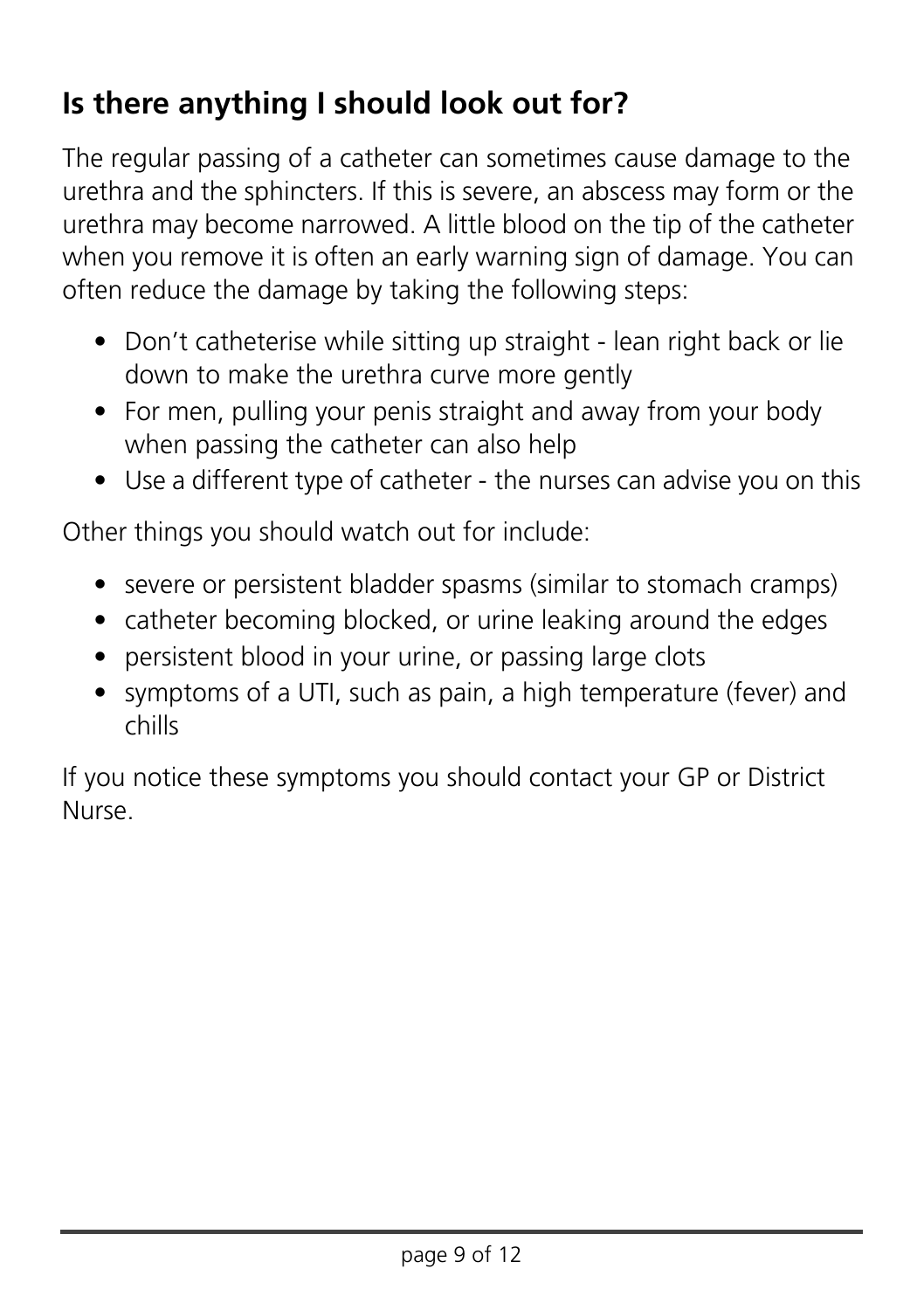## Is there anything I should look out for?

The regular passing of a catheter can sometimes cause damage to the urethra and the sphincters. If this is severe, an abscess may form or the urethra may become narrowed. A little blood on the tip of the catheter when you remove it is often an early warning sign of damage. You can often reduce the damage by taking the following steps:

- Don't catheterise while sitting up straight - lean right back or lie down to make the urethra curve more gently
- For men, pulling your penis straight and away from your body when passing the catheter can also help
- Use a different type of catheter - the nurses can advise you on this

Other things you should watch out for include:

- severe or persistent bladder spasms (similar to stomach cramps)
- catheter becoming blocked, or urine leaking around the edges
- persistent blood in your urine, or passing large clots
- symptoms of a UTI, such as pain, a high temperature (fever) and chills

If you notice these symptoms you should contact your GP or District Nurse.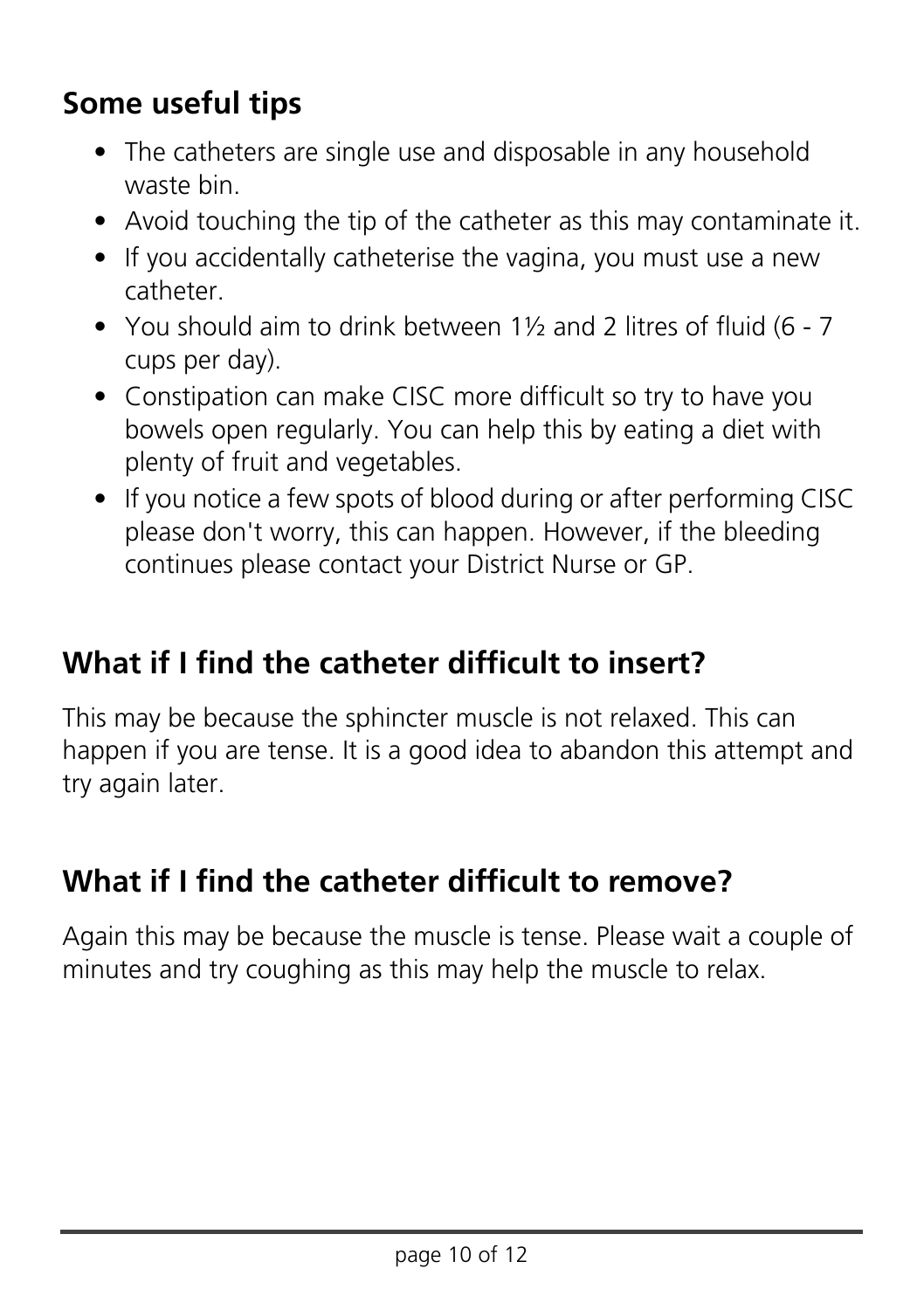## Some useful tips

- The catheters are single use and disposable in any household waste bin.
- Avoid touching the tip of the catheter as this may contaminate it.
- If you accidentally catheterise the vagina, you must use a new catheter.
- You should aim to drink between 1½ and 2 litres of fluid (6 - 7 cups per day).
- Constipation can make CISC more difficult so try to have you bowels open regularly. You can help this by eating a diet with plenty of fruit and vegetables.
- If you notice a few spots of blood during or after performing CISC please don't worry, this can happen. However, if the bleeding continues please contact your District Nurse or GP.

## What if I find the catheter difficult to insert?

This may be because the sphincter muscle is not relaxed. This can happen if you are tense. It is a good idea to abandon this attempt and try again later.

## What if I find the catheter difficult to remove?

Again this may be because the muscle is tense. Please wait a couple of minutes and try coughing as this may help the muscle to relax.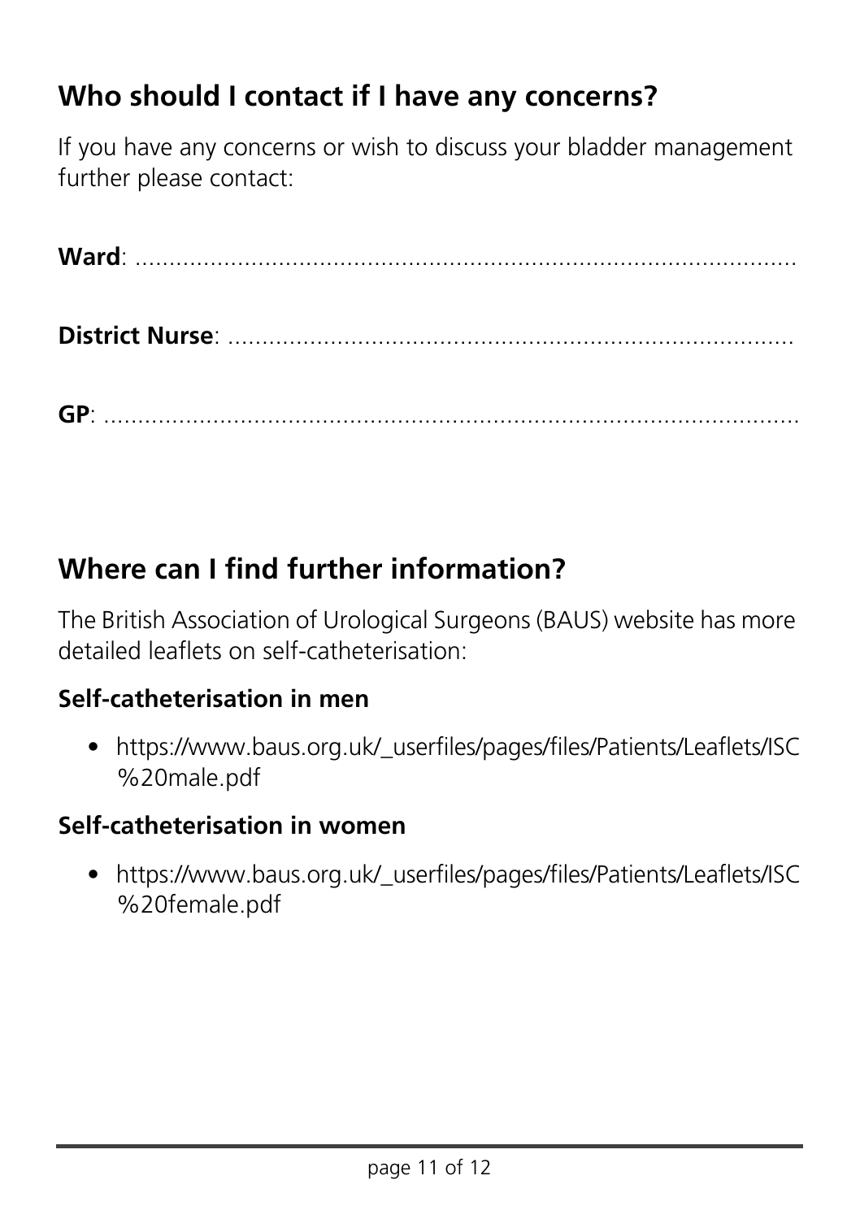## Who should I contact if I have any concerns?

If you have any concerns or wish to discuss your bladder management further please contact:

**Ward**: ...........................................................................................

**District Nurse**: .........................................................................

**GP**: ................................................................................................

## Where can I find further information?

The British Association of Urological Surgeons (BAUS) website has more detailed leaflets on self-catheterisation:

### Self-catheterisation in men

- https://www.baus.org.uk/_userfiles/pages/files/Patients/Leaflets/ISC%20male.pdf

### Self-catheterisation in women

- https://www.baus.org.uk/_userfiles/pages/files/Patients/Leaflets/ISC%20female.pdf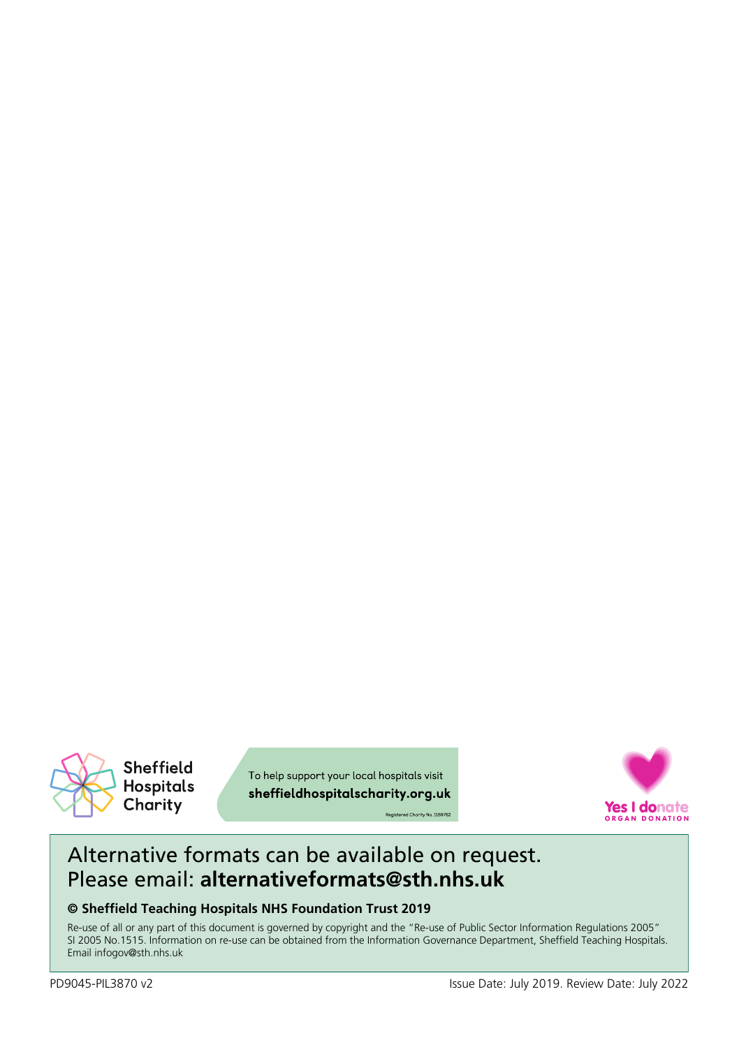Sheffield Hospitals Charity

To help support your local hospitals visit **sheffieldhospitalscharity.org.uk**

Registered Charity No. 1169762

Yes I donate ORGAN DONATION

Alternative formats can be available on request.
Please email: **alternativeformats@sth.nhs.uk**

**© Sheffield Teaching Hospitals NHS Foundation Trust 2019**

Re-use of all or any part of this document is governed by copyright and the "Re-use of Public Sector Information Regulations 2005" SI 2005 No.1515. Information on re-use can be obtained from the Information Governance Department, Sheffield Teaching Hospitals. Email infogov@sth.nhs.uk

PD9045-PIL3870 v2

Issue Date: July 2019. Review Date: July 2022